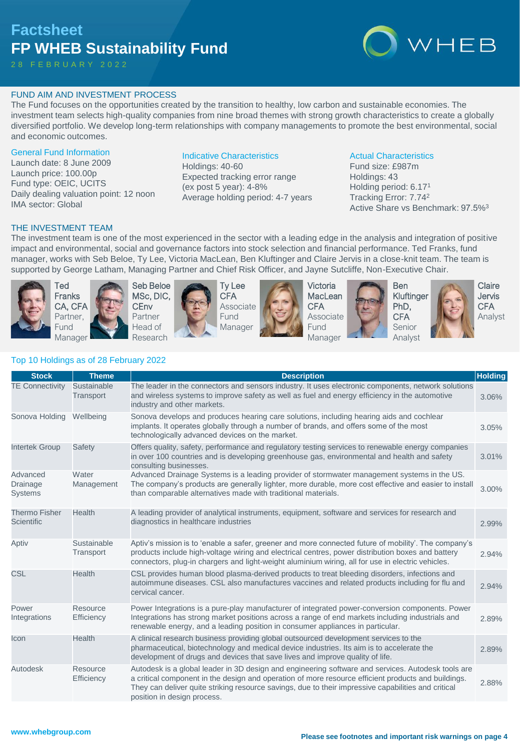# Factsheet

# FP WHEB Sustainability Fund

28 FEBRUARY 2022

## FUND AIM AND INVESTMENT PROCESS

The Fund focuses on the opportunities created by the transition to healthy, low carbon and sustainable economies. The investment team selects high-quality companies from nine broad themes with strong growth characteristics to create a globally diversified portfolio. We develop long-term relationships with company managements to promote the best environmental, social and economic outcomes.

### General Fund Information

Launch date: 8 June 2009
Launch price: 100.00p
Fund type: OEIC, UCITS
Daily dealing valuation point: 12 noon
IMA sector: Global

### Indicative Characteristics

Holdings: 40-60
Expected tracking error range (ex post 5 year): 4-8%
Average holding period: 4-7 years

### Actual Characteristics

Fund size: £987m
Holdings: 43
Holding period: 6.17[1]
Tracking Error: 7.74[2]
Active Share vs Benchmark: 97.5%[3]

## THE INVESTMENT TEAM

The investment team is one of the most experienced in the sector with a leading edge in the analysis and integration of positive impact and environmental, social and governance factors into stock selection and financial performance. Ted Franks, fund manager, works with Seb Beloe, Ty Lee, Victoria MacLean, Ben Kluftinger and Claire Jervis in a close-knit team. The team is supported by George Latham, Managing Partner and Chief Risk Officer, and Jayne Sutcliffe, Non-Executive Chair.

- **Ted Franks CA, CFA** – Partner, Fund Manager
- **Seb Beloe MSc, DIC, CEnv** – Partner, Head of Research
- **Ty Lee CFA** – Associate Fund Manager
- **Victoria MacLean CFA** – Associate Fund Manager
- **Ben Kluftinger PhD, CFA** – Senior Analyst
- **Claire Jervis CFA** – Analyst

### Top 10 Holdings as of 28 February 2022

| Stock | Theme | Description | Holding |
|---|---|---|---|
| TE Connectivity | Sustainable Transport | The leader in the connectors and sensors industry. It uses electronic components, network solutions and wireless systems to improve safety as well as fuel and energy efficiency in the automotive industry and other markets. | 3.06% |
| Sonova Holding | Wellbeing | Sonova develops and produces hearing care solutions, including hearing aids and cochlear implants. It operates globally through a number of brands, and offers some of the most technologically advanced devices on the market. | 3.05% |
| Intertek Group | Safety | Offers quality, safety, performance and regulatory testing services to renewable energy companies in over 100 countries and is developing greenhouse gas, environmental and health and safety consulting businesses. | 3.01% |
| Advanced Drainage Systems | Water Management | Advanced Drainage Systems is a leading provider of stormwater management systems in the US. The company's products are generally lighter, more durable, more cost effective and easier to install than comparable alternatives made with traditional materials. | 3.00% |
| Thermo Fisher Scientific | Health | A leading provider of analytical instruments, equipment, software and services for research and diagnostics in healthcare industries | 2.99% |
| Aptiv | Sustainable Transport | Aptiv's mission is to 'enable a safer, greener and more connected future of mobility'. The company's products include high-voltage wiring and electrical centres, power distribution boxes and battery connectors, plug-in chargers and light-weight aluminium wiring, all for use in electric vehicles. | 2.94% |
| CSL | Health | CSL provides human blood plasma-derived products to treat bleeding disorders, infections and autoimmune diseases. CSL also manufactures vaccines and related products including for flu and cervical cancer. | 2.94% |
| Power Integrations | Resource Efficiency | Power Integrations is a pure-play manufacturer of integrated power-conversion components. Power Integrations has strong market positions across a range of end markets including industrials and renewable energy, and a leading position in consumer appliances in particular. | 2.89% |
| Icon | Health | A clinical research business providing global outsourced development services to the pharmaceutical, biotechnology and medical device industries. Its aim is to accelerate the development of drugs and devices that save lives and improve quality of life. | 2.89% |
| Autodesk | Resource Efficiency | Autodesk is a global leader in 3D design and engineering software and services. Autodesk tools are a critical component in the design and operation of more resource efficient products and buildings. They can deliver quite striking resource savings, due to their impressive capabilities and critical position in design process. | 2.88% |

www.whebgroup.com

**Please see footnotes and important risk warnings on page 4**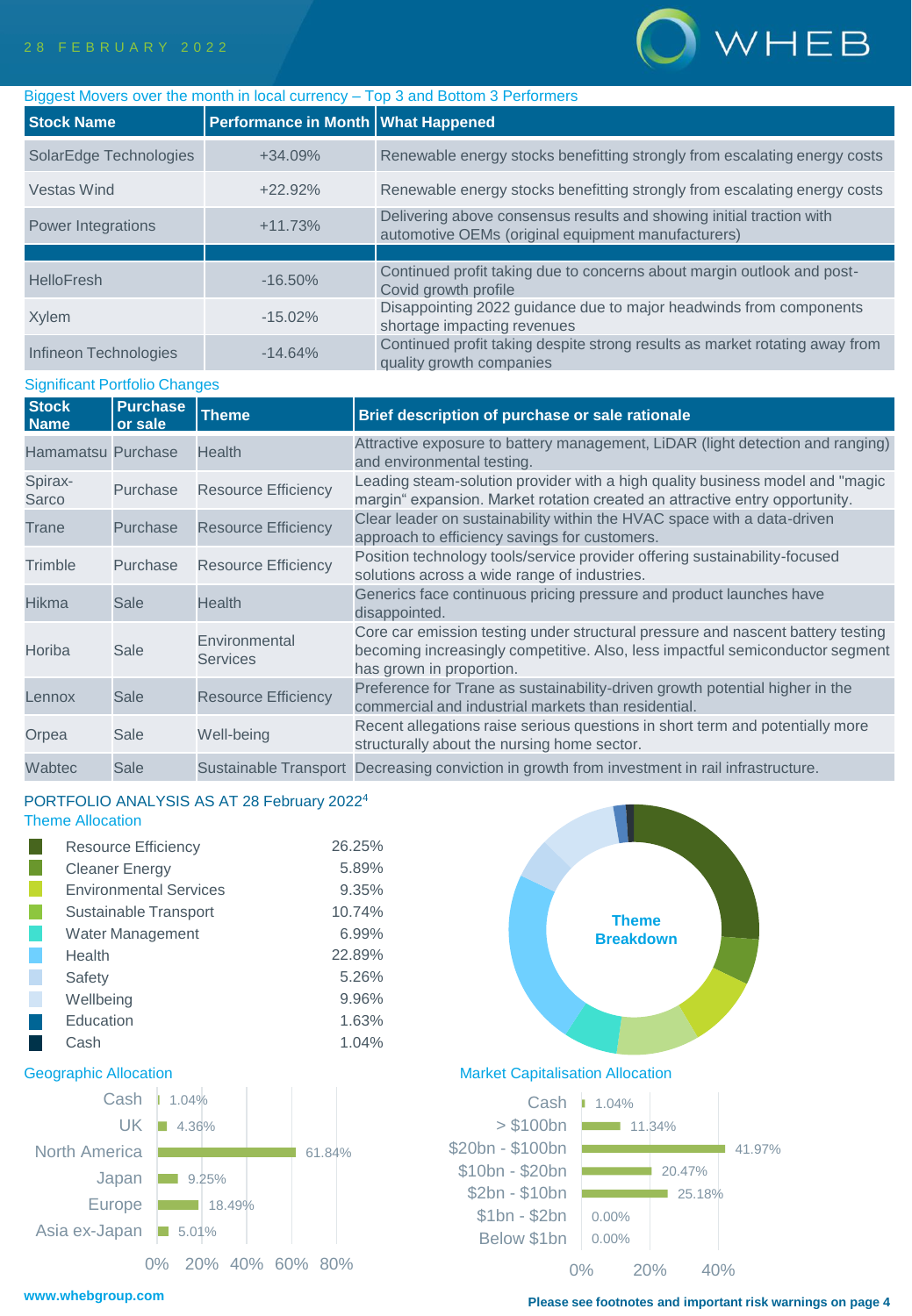## Biggest Movers over the month in local currency – Top 3 and Bottom 3 Performers

| Stock Name | Performance in Month | What Happened |
|---|---|---|
| SolarEdge Technologies | +34.09% | Renewable energy stocks benefitting strongly from escalating energy costs |
| Vestas Wind | +22.92% | Renewable energy stocks benefitting strongly from escalating energy costs |
| Power Integrations | +11.73% | Delivering above consensus results and showing initial traction with automotive OEMs (original equipment manufacturers) |
| | | |
| HelloFresh | -16.50% | Continued profit taking due to concerns about margin outlook and post-Covid growth profile |
| Xylem | -15.02% | Disappointing 2022 guidance due to major headwinds from components shortage impacting revenues |
| Infineon Technologies | -14.64% | Continued profit taking despite strong results as market rotating away from quality growth companies |

## Significant Portfolio Changes

| Stock Name | Purchase or sale | Theme | Brief description of purchase or sale rationale |
|---|---|---|---|
| Hamamatsu | Purchase | Health | Attractive exposure to battery management, LiDAR (light detection and ranging) and environmental testing. |
| Spirax-Sarco | Purchase | Resource Efficiency | Leading steam-solution provider with a high quality business model and "magic margin" expansion. Market rotation created an attractive entry opportunity. |
| Trane | Purchase | Resource Efficiency | Clear leader on sustainability within the HVAC space with a data-driven approach to efficiency savings for customers. |
| Trimble | Purchase | Resource Efficiency | Position technology tools/service provider offering sustainability-focused solutions across a wide range of industries. |
| Hikma | Sale | Health | Generics face continuous pricing pressure and product launches have disappointed. |
| Horiba | Sale | Environmental Services | Core car emission testing under structural pressure and nascent battery testing becoming increasingly competitive. Also, less impactful semiconductor segment has grown in proportion. |
| Lennox | Sale | Resource Efficiency | Preference for Trane as sustainability-driven growth potential higher in the commercial and industrial markets than residential. |
| Orpea | Sale | Well-being | Recent allegations raise serious questions in short term and potentially more structurally about the nursing home sector. |
| Wabtec | Sale | Sustainable Transport | Decreasing conviction in growth from investment in rail infrastructure. |

## PORTFOLIO ANALYSIS AS AT 28 February 2022[4]

### Theme Allocation

| Theme | Allocation |
|---|---|
| Resource Efficiency | 26.25% |
| Cleaner Energy | 5.89% |
| Environmental Services | 9.35% |
| Sustainable Transport | 10.74% |
| Water Management | 6.99% |
| Health | 22.89% |
| Safety | 5.26% |
| Wellbeing | 9.96% |
| Education | 1.63% |
| Cash | 1.04% |

Theme Breakdown

### Geographic Allocation

| Region | Allocation |
|---|---|
| Cash | 1.04% |
| UK | 4.36% |
| North America | 61.84% |
| Japan | 9.25% |
| Europe | 18.49% |
| Asia ex-Japan | 5.01% |

### Market Capitalisation Allocation

| Market Cap | Allocation |
|---|---|
| Cash | 1.04% |
| > $100bn | 11.34% |
| $20bn - $100bn | 41.97% |
| $10bn - $20bn | 20.47% |
| $2bn - $10bn | 25.18% |
| $1bn - $2bn | 0.00% |
| Below $1bn | 0.00% |

www.whebgroup.com

Please see footnotes and important risk warnings on page 4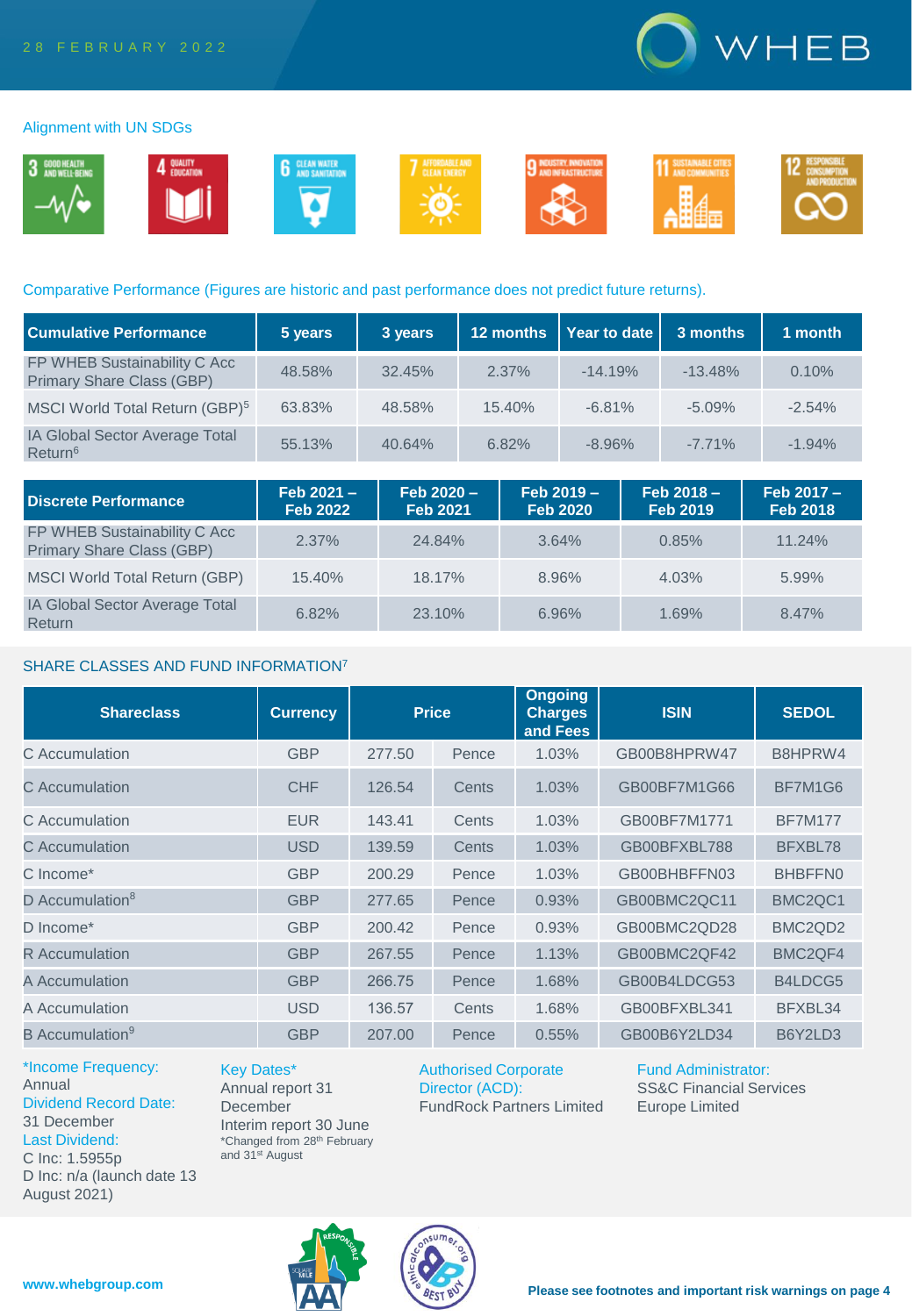28 FEBRUARY 2022

## Alignment with UN SDGs

3 GOOD HEALTH AND WELL-BEING; 4 QUALITY EDUCATION; 6 CLEAN WATER AND SANITATION; 7 AFFORDABLE AND CLEAN ENERGY; 9 INDUSTRY, INNOVATION AND INFRASTRUCTURE; 11 SUSTAINABLE CITIES AND COMMUNITIES; 12 RESPONSIBLE CONSUMPTION AND PRODUCTION

## Comparative Performance (Figures are historic and past performance does not predict future returns).

| Cumulative Performance | 5 years | 3 years | 12 months | Year to date | 3 months | 1 month |
|---|---|---|---|---|---|---|
| FP WHEB Sustainability C Acc Primary Share Class (GBP) | 48.58% | 32.45% | 2.37% | -14.19% | -13.48% | 0.10% |
| MSCI World Total Return (GBP)[5] | 63.83% | 48.58% | 15.40% | -6.81% | -5.09% | -2.54% |
| IA Global Sector Average Total Return[6] | 55.13% | 40.64% | 6.82% | -8.96% | -7.71% | -1.94% |

| Discrete Performance | Feb 2021 – Feb 2022 | Feb 2020 – Feb 2021 | Feb 2019 – Feb 2020 | Feb 2018 – Feb 2019 | Feb 2017 – Feb 2018 |
|---|---|---|---|---|---|
| FP WHEB Sustainability C Acc Primary Share Class (GBP) | 2.37% | 24.84% | 3.64% | 0.85% | 11.24% |
| MSCI World Total Return (GBP) | 15.40% | 18.17% | 8.96% | 4.03% | 5.99% |
| IA Global Sector Average Total Return | 6.82% | 23.10% | 6.96% | 1.69% | 8.47% |

## SHARE CLASSES AND FUND INFORMATION[7]

| Shareclass | Currency | Price | | Ongoing Charges and Fees | ISIN | SEDOL |
|---|---|---|---|---|---|---|
| C Accumulation | GBP | 277.50 | Pence | 1.03% | GB00B8HPRW47 | B8HPRW4 |
| C Accumulation | CHF | 126.54 | Cents | 1.03% | GB00BF7M1G66 | BF7M1G6 |
| C Accumulation | EUR | 143.41 | Cents | 1.03% | GB00BF7M1771 | BF7M177 |
| C Accumulation | USD | 139.59 | Cents | 1.03% | GB00BFXBL788 | BFXBL78 |
| C Income* | GBP | 200.29 | Pence | 1.03% | GB00BHBFFN03 | BHBFFN0 |
| D Accumulation[8] | GBP | 277.65 | Pence | 0.93% | GB00BMC2QC11 | BMC2QC1 |
| D Income* | GBP | 200.42 | Pence | 0.93% | GB00BMC2QD28 | BMC2QD2 |
| R Accumulation | GBP | 267.55 | Pence | 1.13% | GB00BMC2QF42 | BMC2QF4 |
| A Accumulation | GBP | 266.75 | Pence | 1.68% | GB00B4LDCG53 | B4LDCG5 |
| A Accumulation | USD | 136.57 | Cents | 1.68% | GB00BFXBL341 | BFXBL34 |
| B Accumulation[9] | GBP | 207.00 | Pence | 0.55% | GB00B6Y2LD34 | B6Y2LD3 |

*Income Frequency:
Annual

Dividend Record Date:
31 December

Last Dividend:
C Inc: 1.5955p
D Inc: n/a (launch date 13 August 2021)

Key Dates*
Annual report 31 December
Interim report 30 June
*Changed from 28th February and 31st August

Authorised Corporate Director (ACD):
FundRock Partners Limited

Fund Administrator:
SS&C Financial Services Europe Limited

www.whebgroup.com

Please see footnotes and important risk warnings on page 4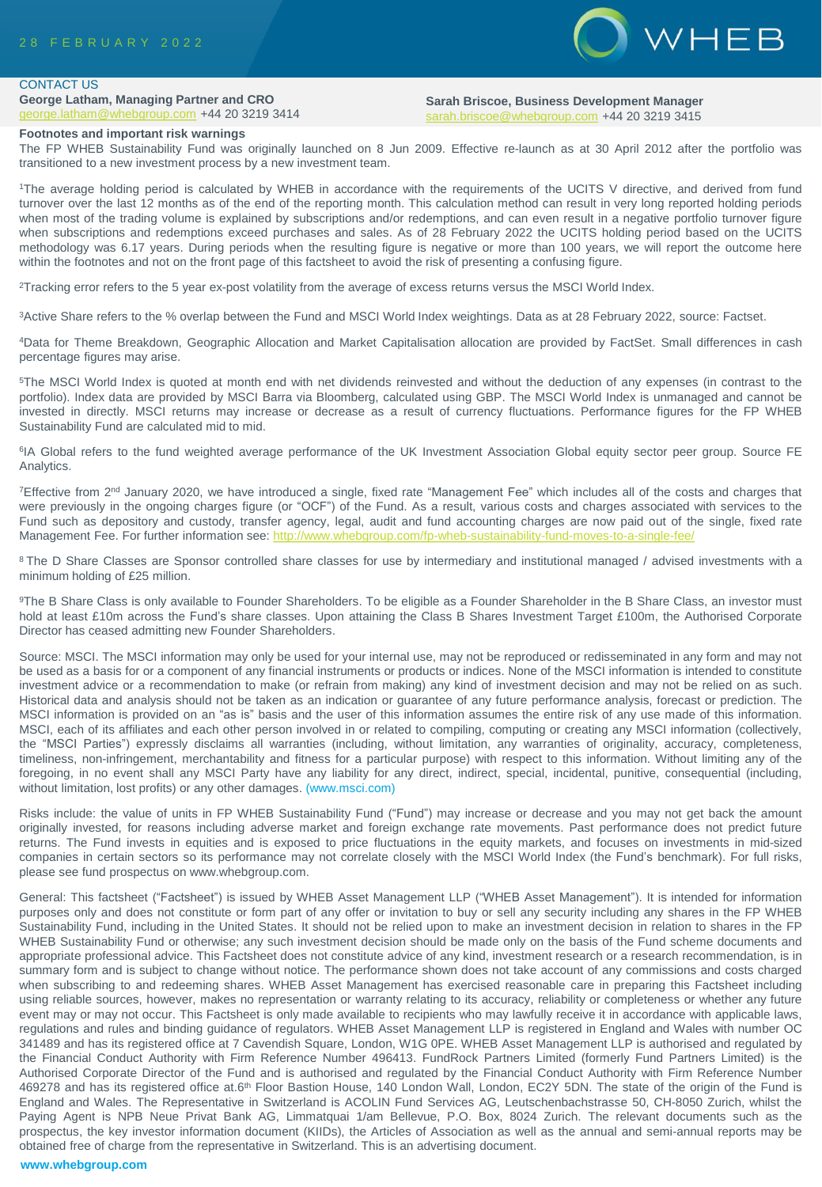28 FEBRUARY 2022

WHEB

CONTACT US

**George Latham, Managing Partner and CRO**
george.latham@whebgroup.com +44 20 3219 3414

**Sarah Briscoe, Business Development Manager**
sarah.briscoe@whebgroup.com +44 20 3219 3415

**Footnotes and important risk warnings**

The FP WHEB Sustainability Fund was originally launched on 8 Jun 2009. Effective re-launch as at 30 April 2012 after the portfolio was transitioned to a new investment process by a new investment team.

[1]The average holding period is calculated by WHEB in accordance with the requirements of the UCITS V directive, and derived from fund turnover over the last 12 months as of the end of the reporting month. This calculation method can result in very long reported holding periods when most of the trading volume is explained by subscriptions and/or redemptions, and can even result in a negative portfolio turnover figure when subscriptions and redemptions exceed purchases and sales. As of 28 February 2022 the UCITS holding period based on the UCITS methodology was 6.17 years. During periods when the resulting figure is negative or more than 100 years, we will report the outcome here within the footnotes and not on the front page of this factsheet to avoid the risk of presenting a confusing figure.

[2]Tracking error refers to the 5 year ex-post volatility from the average of excess returns versus the MSCI World Index.

[3]Active Share refers to the % overlap between the Fund and MSCI World Index weightings. Data as at 28 February 2022, source: Factset.

[4]Data for Theme Breakdown, Geographic Allocation and Market Capitalisation allocation are provided by FactSet. Small differences in cash percentage figures may arise.

[5]The MSCI World Index is quoted at month end with net dividends reinvested and without the deduction of any expenses (in contrast to the portfolio). Index data are provided by MSCI Barra via Bloomberg, calculated using GBP. The MSCI World Index is unmanaged and cannot be invested in directly. MSCI returns may increase or decrease as a result of currency fluctuations. Performance figures for the FP WHEB Sustainability Fund are calculated mid to mid.

[6]IA Global refers to the fund weighted average performance of the UK Investment Association Global equity sector peer group. Source FE Analytics.

[7]Effective from 2nd January 2020, we have introduced a single, fixed rate "Management Fee" which includes all of the costs and charges that were previously in the ongoing charges figure (or "OCF") of the Fund. As a result, various costs and charges associated with services to the Fund such as depository and custody, transfer agency, legal, audit and fund accounting charges are now paid out of the single, fixed rate Management Fee. For further information see: http://www.whebgroup.com/fp-wheb-sustainability-fund-moves-to-a-single-fee/

[8] The D Share Classes are Sponsor controlled share classes for use by intermediary and institutional managed / advised investments with a minimum holding of £25 million.

[9]The B Share Class is only available to Founder Shareholders. To be eligible as a Founder Shareholder in the B Share Class, an investor must hold at least £10m across the Fund's share classes. Upon attaining the Class B Shares Investment Target £100m, the Authorised Corporate Director has ceased admitting new Founder Shareholders.

Source: MSCI. The MSCI information may only be used for your internal use, may not be reproduced or redisseminated in any form and may not be used as a basis for or a component of any financial instruments or products or indices. None of the MSCI information is intended to constitute investment advice or a recommendation to make (or refrain from making) any kind of investment decision and may not be relied on as such. Historical data and analysis should not be taken as an indication or guarantee of any future performance analysis, forecast or prediction. The MSCI information is provided on an "as is" basis and the user of this information assumes the entire risk of any use made of this information. MSCI, each of its affiliates and each other person involved in or related to compiling, computing or creating any MSCI information (collectively, the "MSCI Parties") expressly disclaims all warranties (including, without limitation, any warranties of originality, accuracy, completeness, timeliness, non-infringement, merchantability and fitness for a particular purpose) with respect to this information. Without limiting any of the foregoing, in no event shall any MSCI Party have any liability for any direct, indirect, special, incidental, punitive, consequential (including, without limitation, lost profits) or any other damages. (www.msci.com)

Risks include: the value of units in FP WHEB Sustainability Fund ("Fund") may increase or decrease and you may not get back the amount originally invested, for reasons including adverse market and foreign exchange rate movements. Past performance does not predict future returns. The Fund invests in equities and is exposed to price fluctuations in the equity markets, and focuses on investments in mid-sized companies in certain sectors so its performance may not correlate closely with the MSCI World Index (the Fund's benchmark). For full risks, please see fund prospectus on www.whebgroup.com.

General: This factsheet ("Factsheet") is issued by WHEB Asset Management LLP ("WHEB Asset Management"). It is intended for information purposes only and does not constitute or form part of any offer or invitation to buy or sell any security including any shares in the FP WHEB Sustainability Fund, including in the United States. It should not be relied upon to make an investment decision in relation to shares in the FP WHEB Sustainability Fund or otherwise; any such investment decision should be made only on the basis of the Fund scheme documents and appropriate professional advice. This Factsheet does not constitute advice of any kind, investment research or a research recommendation, is in summary form and is subject to change without notice. The performance shown does not take account of any commissions and costs charged when subscribing to and redeeming shares. WHEB Asset Management has exercised reasonable care in preparing this Factsheet including using reliable sources, however, makes no representation or warranty relating to its accuracy, reliability or completeness or whether any future event may or may not occur. This Factsheet is only made available to recipients who may lawfully receive it in accordance with applicable laws, regulations and rules and binding guidance of regulators. WHEB Asset Management LLP is registered in England and Wales with number OC 341489 and has its registered office at 7 Cavendish Square, London, W1G 0PE. WHEB Asset Management LLP is authorised and regulated by the Financial Conduct Authority with Firm Reference Number 496413. FundRock Partners Limited (formerly Fund Partners Limited) is the Authorised Corporate Director of the Fund and is authorised and regulated by the Financial Conduct Authority with Firm Reference Number 469278 and has its registered office at.6th Floor Bastion House, 140 London Wall, London, EC2Y 5DN. The state of the origin of the Fund is England and Wales. The Representative in Switzerland is ACOLIN Fund Services AG, Leutschenbachstrasse 50, CH-8050 Zurich, whilst the Paying Agent is NPB Neue Privat Bank AG, Limmatquai 1/am Bellevue, P.O. Box, 8024 Zurich. The relevant documents such as the prospectus, the key investor information document (KIIDs), the Articles of Association as well as the annual and semi-annual reports may be obtained free of charge from the representative in Switzerland. This is an advertising document.

www.whebgroup.com